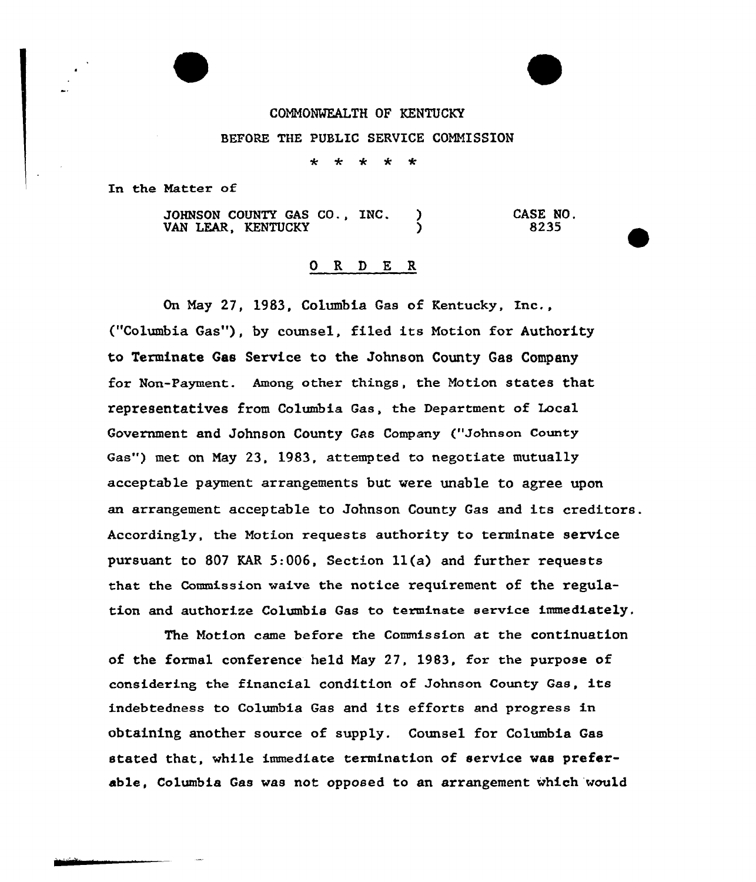COMMONWEALTH OF KENTUCKY

BEFORE THE PUBLIC SERVICE COMMISSION

\* \* \* \* \*

In the Matter of

JOHNSON COUNTY GAS CO., INC. )
VAN LEAR, KENTUCKY )

CASE NO. 8235

## O R D E R

On May 27, 1983, Columbia Gas of Kentucky, Inc., ("Columbia Gas"), by counsel, filed its Motion for Authority to Terminate Gas Service to the Johnson County Gas Company for Non-Payment. Among other things, the Motion states that representatives from Columbia Gas, the Department of Local Government and Johnson County Gas Company ("Johnson County Gas") met on May 23, 1983, attempted to negotiate mutually acceptable payment arrangements but were unable to agree upon an arrangement acceptable to Johnson County Gas and its creditors. Accordingly, the Motion requests authority to terminate service pursuant to 807 KAR 5:006, Section 11(a) and further requests that the Commission waive the notice requirement of the regulation and authorize Columbia Gas to terminate service immediately.

The Motion came before the Commission at the continuation of the formal conference held May 27, 1983, for the purpose of considering the financial condition of Johnson County Gas, its indebtedness to Columbia Gas and its efforts and progress in obtaining another source of supply. Counsel for Columbia Gas stated that, while immediate termination of service was preferable, Columbia Gas was not opposed to an arrangement which would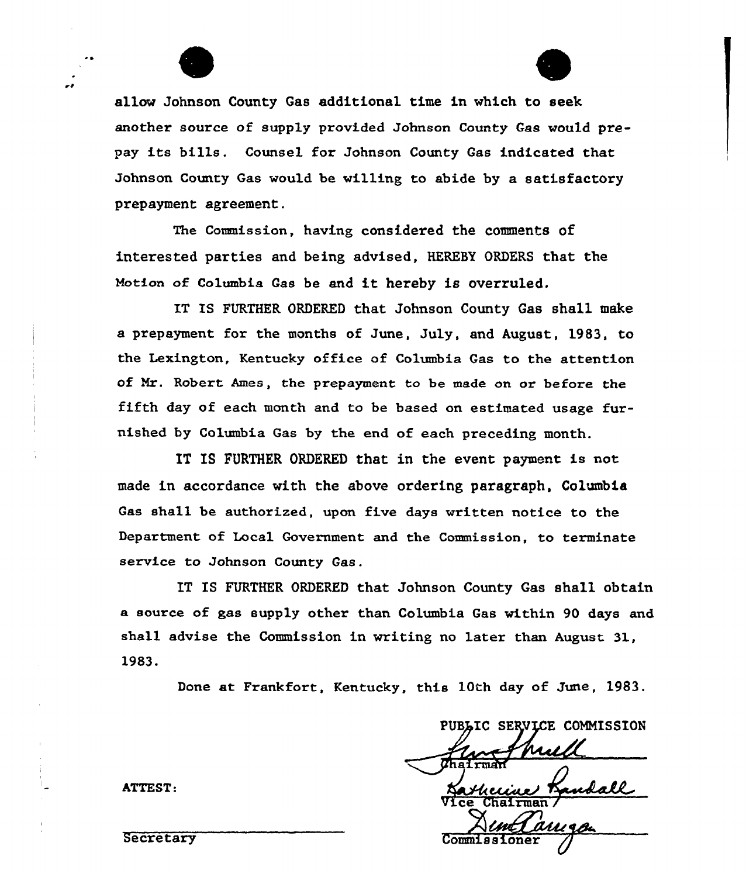allow Johnson County Gas additional time in which to seek another source of supply provided Johnson County Gas would prepay its bills. Counsel for Johnson County Gas indicated that Johnson County Gas would be willing to abide by a satisfactory prepayment agreement.

The Commission, having considered the comments of interested parties and being advised, HEREBY ORDERS that the Motion of Columbia Gas be and it hereby is overruled.

IT IS FURTHER ORDERED that Johnson County Gas shall make a prepayment for the months of June, July, and August, 1983, to the Lexington, Kentucky office of Columbia Gas to the attention of Mr. Robert Ames, the prepayment to be made on or before the fifth day of each month and to be based on estimated usage furnished by Columbia Gas by the end of each preceding month.

IT IS FURTHER ORDERED that in the event payment is not made in accordance with the above ordering paragraph, Columbia Gas shall be authorized, upon five days written notice to the Department of Local Government and the Commission, to terminate service to Johnson County Gas.

IT IS FURTHER ORDERED that Johnson County Gas shall obtain a source of gas supply other than Columbia Gas within 90 days and shall advise the Commission in writing no later than August 31, 1983.

Done at Frankfort, Kentucky, this 10th day of June, 1983.

PUBLIC SERVICE COMMISSION

Chairman

Vice Chairman

Commissioner

ATTEST:

Secretary